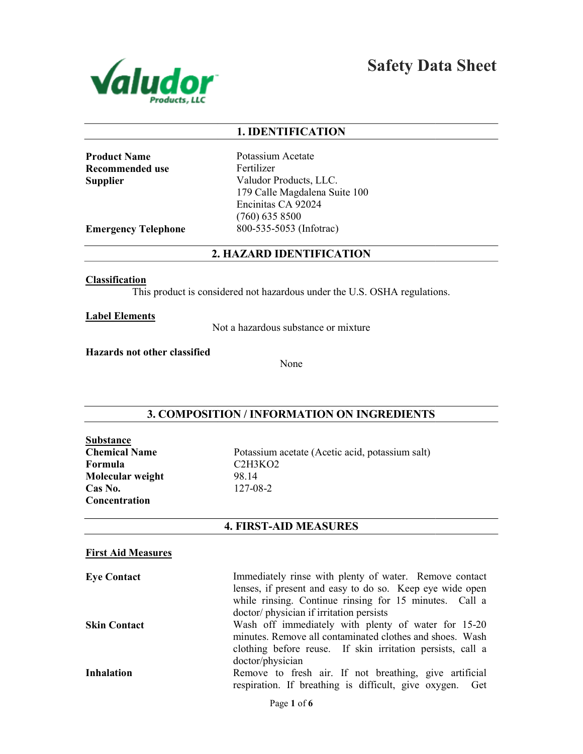# Safety Data Sheet

## 1. IDENTIFICATION

| | |
|---|---|
| **Product Name** | Potassium Acetate |
| **Recommended use** | Fertilizer |
| **Supplier** | Valudor Products, LLC.<br>179 Calle Magdalena Suite 100<br>Encinitas CA 92024<br>(760) 635 8500 |
| **Emergency Telephone** | 800-535-5053 (Infotrac) |

## 2. HAZARD IDENTIFICATION

**Classification**

This product is considered not hazardous under the U.S. OSHA regulations.

**Label Elements**

Not a hazardous substance or mixture

**Hazards not other classified**

None

## 3. COMPOSITION / INFORMATION ON INGREDIENTS

**Substance**

| | |
|---|---|
| **Chemical Name** | Potassium acetate (Acetic acid, potassium salt) |
| **Formula** | $C_2H_3KO_2$ |
| **Molecular weight** | 98.14 |
| **Cas No.** | 127-08-2 |
| **Concentration** | |

## 4. FIRST-AID MEASURES

**First Aid Measures**

**Eye Contact**
Immediately rinse with plenty of water. Remove contact lenses, if present and easy to do so. Keep eye wide open while rinsing. Continue rinsing for 15 minutes. Call a doctor/ physician if irritation persists

**Skin Contact**
Wash off immediately with plenty of water for 15-20 minutes. Remove all contaminated clothes and shoes. Wash clothing before reuse. If skin irritation persists, call a doctor/physician

**Inhalation**
Remove to fresh air. If not breathing, give artificial respiration. If breathing is difficult, give oxygen. Get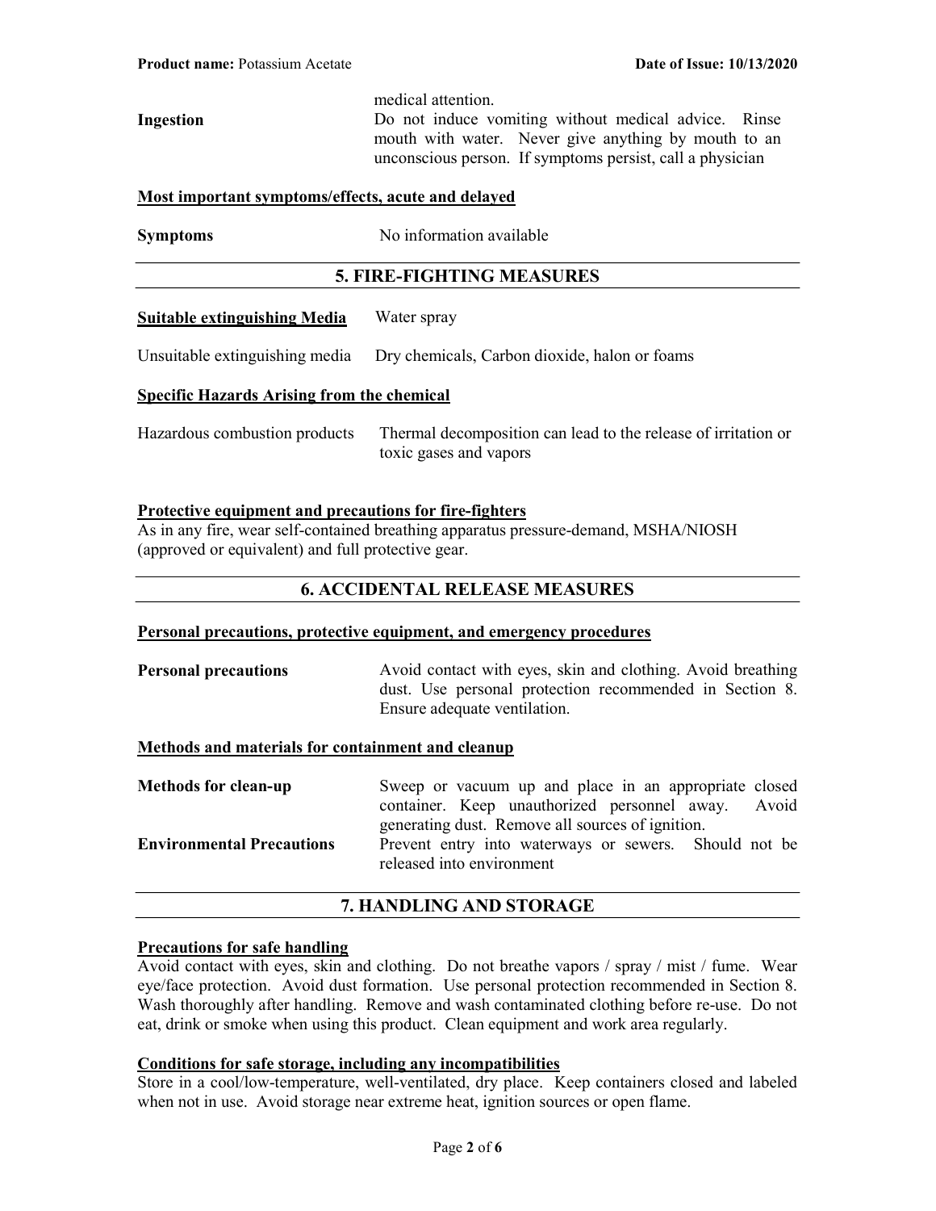| | |
|---|---|
| | medical attention. |
| **Ingestion** | Do not induce vomiting without medical advice. Rinse mouth with water. Never give anything by mouth to an unconscious person. If symptoms persist, call a physician |

**Most important symptoms/effects, acute and delayed**

| | |
|---|---|
| **Symptoms** | No information available |

## 5. FIRE-FIGHTING MEASURES

| | |
|---|---|
| **Suitable extinguishing Media** | Water spray |
| Unsuitable extinguishing media | Dry chemicals, Carbon dioxide, halon or foams |

**Specific Hazards Arising from the chemical**

| | |
|---|---|
| Hazardous combustion products | Thermal decomposition can lead to the release of irritation or toxic gases and vapors |

**Protective equipment and precautions for fire-fighters**

As in any fire, wear self-contained breathing apparatus pressure-demand, MSHA/NIOSH (approved or equivalent) and full protective gear.

## 6. ACCIDENTAL RELEASE MEASURES

**Personal precautions, protective equipment, and emergency procedures**

| | |
|---|---|
| **Personal precautions** | Avoid contact with eyes, skin and clothing. Avoid breathing dust. Use personal protection recommended in Section 8. Ensure adequate ventilation. |

**Methods and materials for containment and cleanup**

| | |
|---|---|
| **Methods for clean-up** | Sweep or vacuum up and place in an appropriate closed container. Keep unauthorized personnel away. Avoid generating dust. Remove all sources of ignition. |
| **Environmental Precautions** | Prevent entry into waterways or sewers. Should not be released into environment |

## 7. HANDLING AND STORAGE

**Precautions for safe handling**

Avoid contact with eyes, skin and clothing. Do not breathe vapors / spray / mist / fume. Wear eye/face protection. Avoid dust formation. Use personal protection recommended in Section 8. Wash thoroughly after handling. Remove and wash contaminated clothing before re-use. Do not eat, drink or smoke when using this product. Clean equipment and work area regularly.

**Conditions for safe storage, including any incompatibilities**

Store in a cool/low-temperature, well-ventilated, dry place. Keep containers closed and labeled when not in use. Avoid storage near extreme heat, ignition sources or open flame.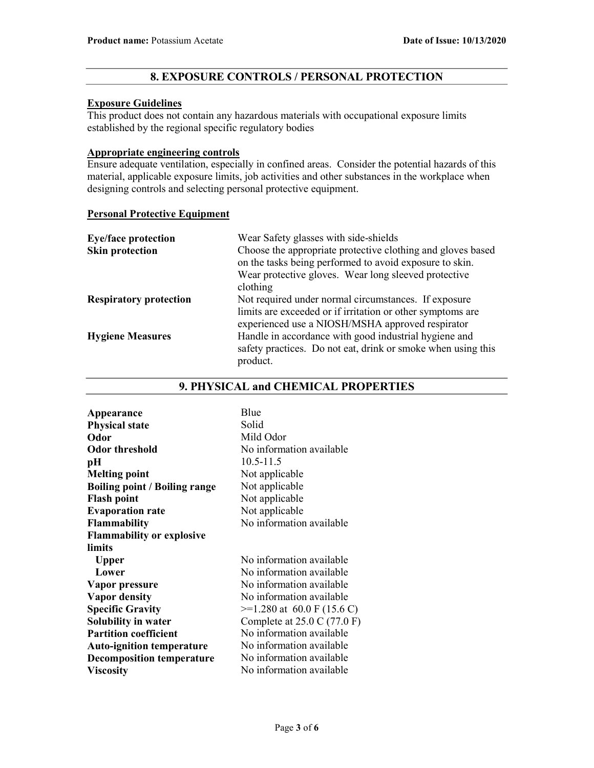## 8. EXPOSURE CONTROLS / PERSONAL PROTECTION

**Exposure Guidelines**

This product does not contain any hazardous materials with occupational exposure limits established by the regional specific regulatory bodies

**Appropriate engineering controls**

Ensure adequate ventilation, especially in confined areas. Consider the potential hazards of this material, applicable exposure limits, job activities and other substances in the workplace when designing controls and selecting personal protective equipment.

**Personal Protective Equipment**

| | |
|---|---|
| **Eye/face protection** | Wear Safety glasses with side-shields |
| **Skin protection** | Choose the appropriate protective clothing and gloves based on the tasks being performed to avoid exposure to skin. Wear protective gloves. Wear long sleeved protective clothing |
| **Respiratory protection** | Not required under normal circumstances. If exposure limits are exceeded or if irritation or other symptoms are experienced use a NIOSH/MSHA approved respirator |
| **Hygiene Measures** | Handle in accordance with good industrial hygiene and safety practices. Do not eat, drink or smoke when using this product. |

## 9. PHYSICAL and CHEMICAL PROPERTIES

| | |
|---|---|
| **Appearance** | Blue |
| **Physical state** | Solid |
| **Odor** | Mild Odor |
| **Odor threshold** | No information available |
| **pH** | 10.5-11.5 |
| **Melting point** | Not applicable |
| **Boiling point / Boiling range** | Not applicable |
| **Flash point** | Not applicable |
| **Evaporation rate** | Not applicable |
| **Flammability** | No information available |
| **Flammability or explosive limits** | |
| **Upper** | No information available |
| **Lower** | No information available |
| **Vapor pressure** | No information available |
| **Vapor density** | No information available |
| **Specific Gravity** | >=1.280 at 60.0 F (15.6 C) |
| **Solubility in water** | Complete at 25.0 C (77.0 F) |
| **Partition coefficient** | No information available |
| **Auto-ignition temperature** | No information available |
| **Decomposition temperature** | No information available |
| **Viscosity** | No information available |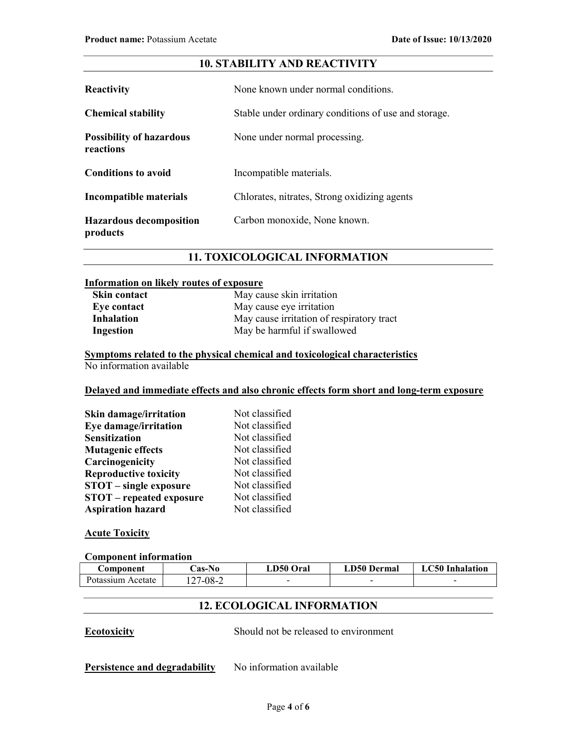## 10. STABILITY AND REACTIVITY

**Reactivity** None known under normal conditions.

**Chemical stability** Stable under ordinary conditions of use and storage.

**Possibility of hazardous reactions** None under normal processing.

**Conditions to avoid** Incompatible materials.

**Incompatible materials** Chlorates, nitrates, Strong oxidizing agents

**Hazardous decomposition products** Carbon monoxide, None known.

## 11. TOXICOLOGICAL INFORMATION

**Information on likely routes of exposure**

| | |
|---|---|
| **Skin contact** | May cause skin irritation |
| **Eye contact** | May cause eye irritation |
| **Inhalation** | May cause irritation of respiratory tract |
| **Ingestion** | May be harmful if swallowed |

**Symptoms related to the physical chemical and toxicological characteristics**

No information available

**Delayed and immediate effects and also chronic effects form short and long-term exposure**

| | |
|---|---|
| **Skin damage/irritation** | Not classified |
| **Eye damage/irritation** | Not classified |
| **Sensitization** | Not classified |
| **Mutagenic effects** | Not classified |
| **Carcinogenicity** | Not classified |
| **Reproductive toxicity** | Not classified |
| **STOT – single exposure** | Not classified |
| **STOT – repeated exposure** | Not classified |
| **Aspiration hazard** | Not classified |

**Acute Toxicity**

**Component information**

| Component | Cas-No | LD50 Oral | LD50 Dermal | LC50 Inhalation |
|---|---|---|---|---|
| Potassium Acetate | 127-08-2 | - | - | - |

## 12. ECOLOGICAL INFORMATION

**Ecotoxicity** Should not be released to environment

**Persistence and degradability** No information available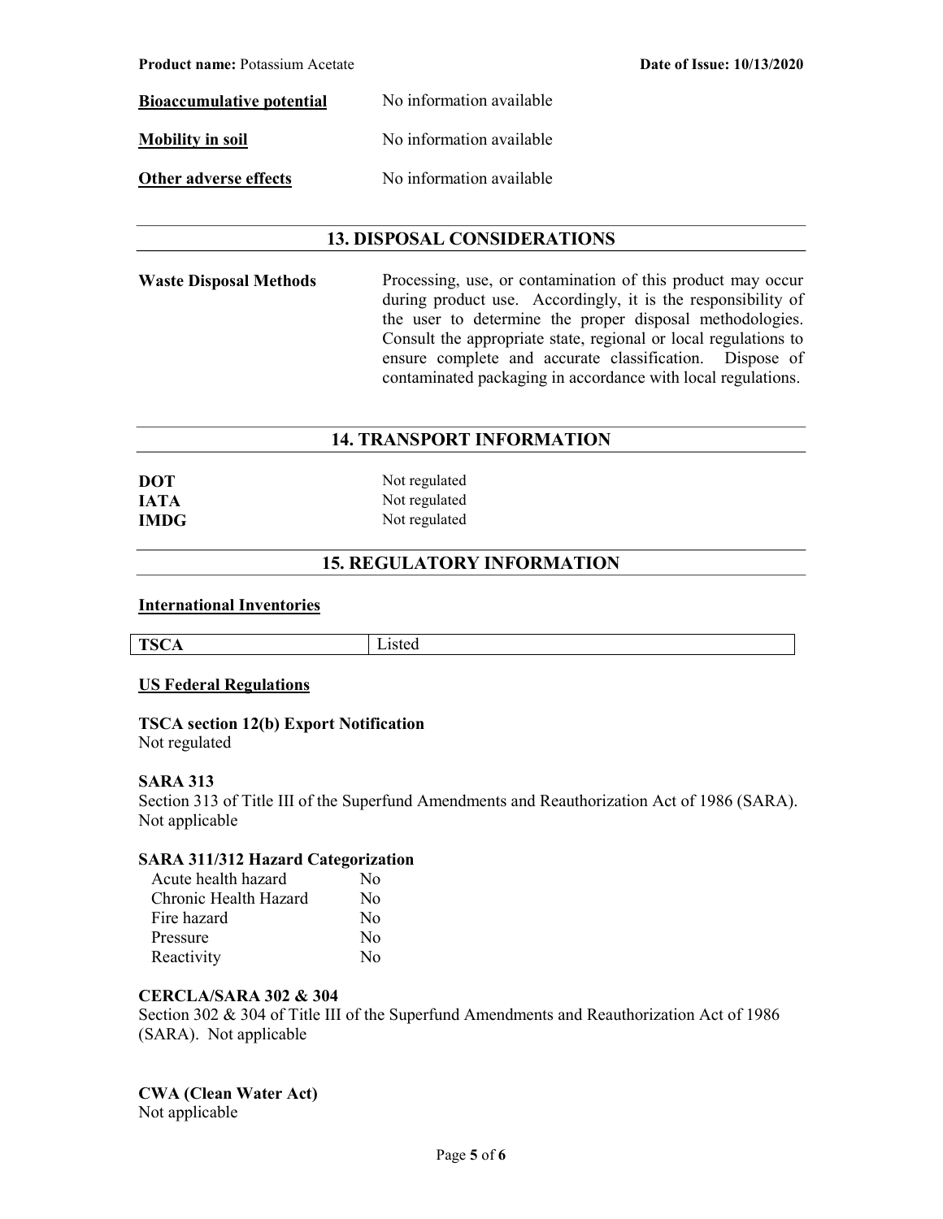**Bioaccumulative potential** No information available

**Mobility in soil** No information available

**Other adverse effects** No information available

## 13. DISPOSAL CONSIDERATIONS

**Waste Disposal Methods** Processing, use, or contamination of this product may occur during product use. Accordingly, it is the responsibility of the user to determine the proper disposal methodologies. Consult the appropriate state, regional or local regulations to ensure complete and accurate classification. Dispose of contaminated packaging in accordance with local regulations.

## 14. TRANSPORT INFORMATION

**DOT** Not regulated
**IATA** Not regulated
**IMDG** Not regulated

## 15. REGULATORY INFORMATION

**International Inventories**

| TSCA | Listed |
|---|---|

**US Federal Regulations**

**TSCA section 12(b) Export Notification**
Not regulated

**SARA 313**
Section 313 of Title III of the Superfund Amendments and Reauthorization Act of 1986 (SARA). Not applicable

**SARA 311/312 Hazard Categorization**

| | |
|---|---|
| Acute health hazard | No |
| Chronic Health Hazard | No |
| Fire hazard | No |
| Pressure | No |
| Reactivity | No |

**CERCLA/SARA 302 & 304**
Section 302 & 304 of Title III of the Superfund Amendments and Reauthorization Act of 1986 (SARA). Not applicable

**CWA (Clean Water Act)**
Not applicable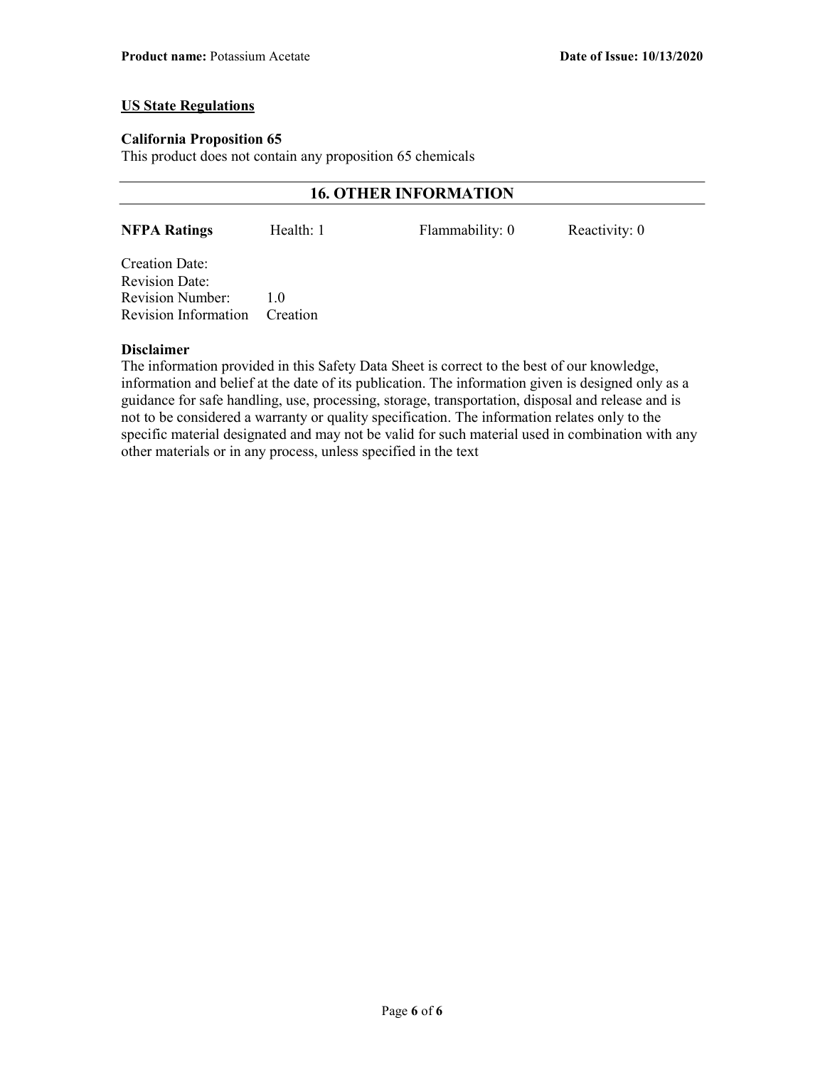**US State Regulations**

**California Proposition 65**

This product does not contain any proposition 65 chemicals

## 16. OTHER INFORMATION

| | | | |
|---|---|---|---|
| **NFPA Ratings** | Health: 1 | Flammability: 0 | Reactivity: 0 |

| | |
|---|---|
| Creation Date: | |
| Revision Date: | |
| Revision Number: | 1.0 |
| Revision Information | Creation |

**Disclaimer**

The information provided in this Safety Data Sheet is correct to the best of our knowledge, information and belief at the date of its publication. The information given is designed only as a guidance for safe handling, use, processing, storage, transportation, disposal and release and is not to be considered a warranty or quality specification. The information relates only to the specific material designated and may not be valid for such material used in combination with any other materials or in any process, unless specified in the text